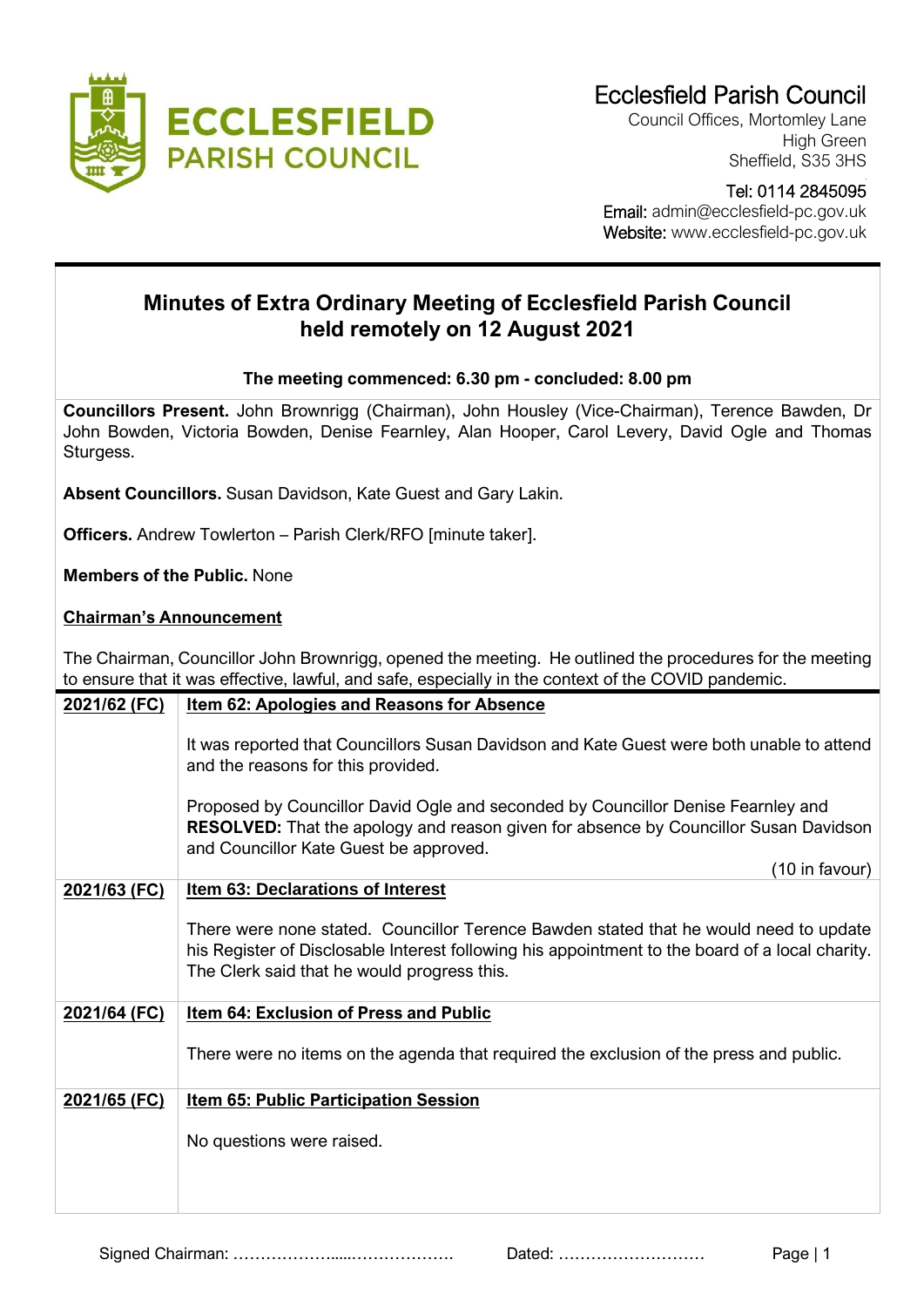# Ecclesfield Parish Council

Council Offices, Mortomley Lane
High Green
Sheffield, S35 3HS

Tel: 0114 2845095
Email: admin@ecclesfield-pc.gov.uk
Website: www.ecclesfield-pc.gov.uk

## Minutes of Extra Ordinary Meeting of Ecclesfield Parish Council held remotely on 12 August 2021

**The meeting commenced: 6.30 pm - concluded: 8.00 pm**

**Councillors Present.** John Brownrigg (Chairman), John Housley (Vice-Chairman), Terence Bawden, Dr John Bowden, Victoria Bowden, Denise Fearnley, Alan Hooper, Carol Levery, David Ogle and Thomas Sturgess.

**Absent Councillors.** Susan Davidson, Kate Guest and Gary Lakin.

**Officers.** Andrew Towlerton – Parish Clerk/RFO [minute taker].

**Members of the Public.** None

**Chairman's Announcement**

The Chairman, Councillor John Brownrigg, opened the meeting. He outlined the procedures for the meeting to ensure that it was effective, lawful, and safe, especially in the context of the COVID pandemic.

| | |
|---|---|
| **2021/62 (FC)** | **Item 62: Apologies and Reasons for Absence**<br><br>It was reported that Councillors Susan Davidson and Kate Guest were both unable to attend and the reasons for this provided.<br><br>Proposed by Councillor David Ogle and seconded by Councillor Denise Fearnley and **RESOLVED:** That the apology and reason given for absence by Councillor Susan Davidson and Councillor Kate Guest be approved.<br><br>(10 in favour) |
| **2021/63 (FC)** | **Item 63: Declarations of Interest**<br><br>There were none stated. Councillor Terence Bawden stated that he would need to update his Register of Disclosable Interest following his appointment to the board of a local charity. The Clerk said that he would progress this. |
| **2021/64 (FC)** | **Item 64: Exclusion of Press and Public**<br><br>There were no items on the agenda that required the exclusion of the press and public. |
| **2021/65 (FC)** | **Item 65: Public Participation Session**<br><br>No questions were raised. |

Signed Chairman: ………………......………………. Dated: ………………………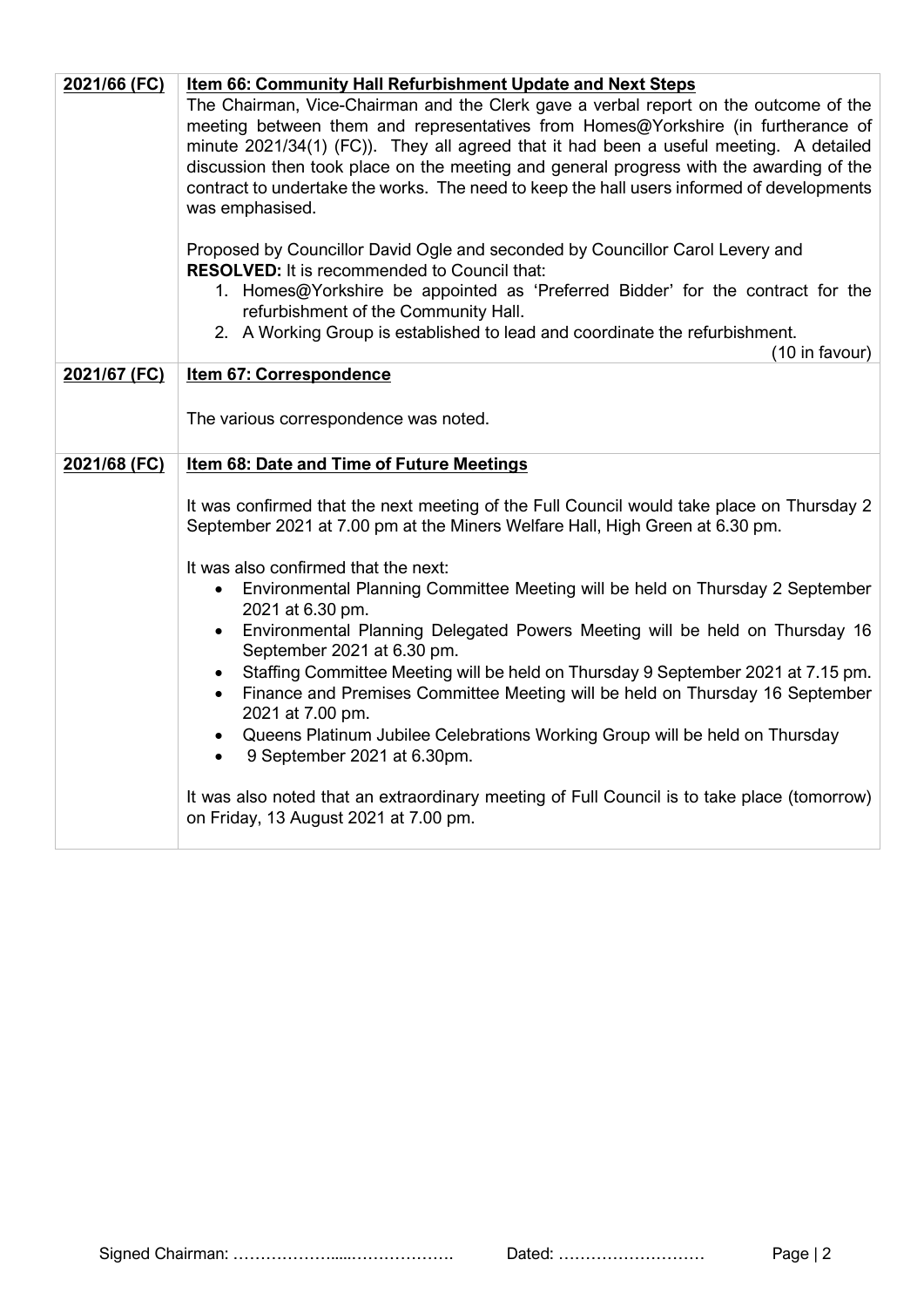| | |
|---|---|
| **2021/66 (FC)** | **Item 66: Community Hall Refurbishment Update and Next Steps**<br>The Chairman, Vice-Chairman and the Clerk gave a verbal report on the outcome of the meeting between them and representatives from Homes@Yorkshire (in furtherance of minute 2021/34(1) (FC)). They all agreed that it had been a useful meeting. A detailed discussion then took place on the meeting and general progress with the awarding of the contract to undertake the works. The need to keep the hall users informed of developments was emphasised.<br><br>Proposed by Councillor David Ogle and seconded by Councillor Carol Levery and **RESOLVED:** It is recommended to Council that:<br>1. Homes@Yorkshire be appointed as 'Preferred Bidder' for the contract for the refurbishment of the Community Hall.<br>2. A Working Group is established to lead and coordinate the refurbishment.<br>(10 in favour) |
| **2021/67 (FC)** | **Item 67: Correspondence**<br><br>The various correspondence was noted. |
| **2021/68 (FC)** | **Item 68: Date and Time of Future Meetings**<br><br>It was confirmed that the next meeting of the Full Council would take place on Thursday 2 September 2021 at 7.00 pm at the Miners Welfare Hall, High Green at 6.30 pm.<br><br>It was also confirmed that the next:<br>• Environmental Planning Committee Meeting will be held on Thursday 2 September 2021 at 6.30 pm.<br>• Environmental Planning Delegated Powers Meeting will be held on Thursday 16 September 2021 at 6.30 pm.<br>• Staffing Committee Meeting will be held on Thursday 9 September 2021 at 7.15 pm.<br>• Finance and Premises Committee Meeting will be held on Thursday 16 September 2021 at 7.00 pm.<br>• Queens Platinum Jubilee Celebrations Working Group will be held on Thursday<br>• 9 September 2021 at 6.30pm.<br><br>It was also noted that an extraordinary meeting of Full Council is to take place (tomorrow) on Friday, 13 August 2021 at 7.00 pm. |

Signed Chairman: ………………....………………. Dated: ………………………